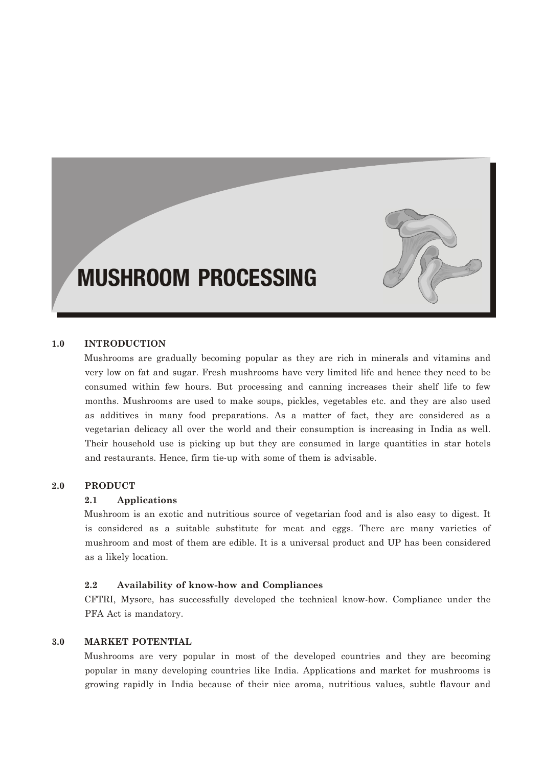# MUSHROOM PROCESSING

## 1.0 INTRODUCTION

Mushrooms are gradually becoming popular as they are rich in minerals and vitamins and very low on fat and sugar. Fresh mushrooms have very limited life and hence they need to be consumed within few hours. But processing and canning increases their shelf life to few months. Mushrooms are used to make soups, pickles, vegetables etc. and they are also used as additives in many food preparations. As a matter of fact, they are considered as a vegetarian delicacy all over the world and their consumption is increasing in India as well. Their household use is picking up but they are consumed in large quantities in star hotels and restaurants. Hence, firm tie-up with some of them is advisable.

## 2.0 PRODUCT

### 2.1 Applications

Mushroom is an exotic and nutritious source of vegetarian food and is also easy to digest. It is considered as a suitable substitute for meat and eggs. There are many varieties of mushroom and most of them are edible. It is a universal product and UP has been considered as a likely location.

### 2.2 Availability of know-how and Compliances

CFTRI, Mysore, has successfully developed the technical know-how. Compliance under the PFA Act is mandatory.

## 3.0 MARKET POTENTIAL

Mushrooms are very popular in most of the developed countries and they are becoming popular in many developing countries like India. Applications and market for mushrooms is growing rapidly in India because of their nice aroma, nutritious values, subtle flavour and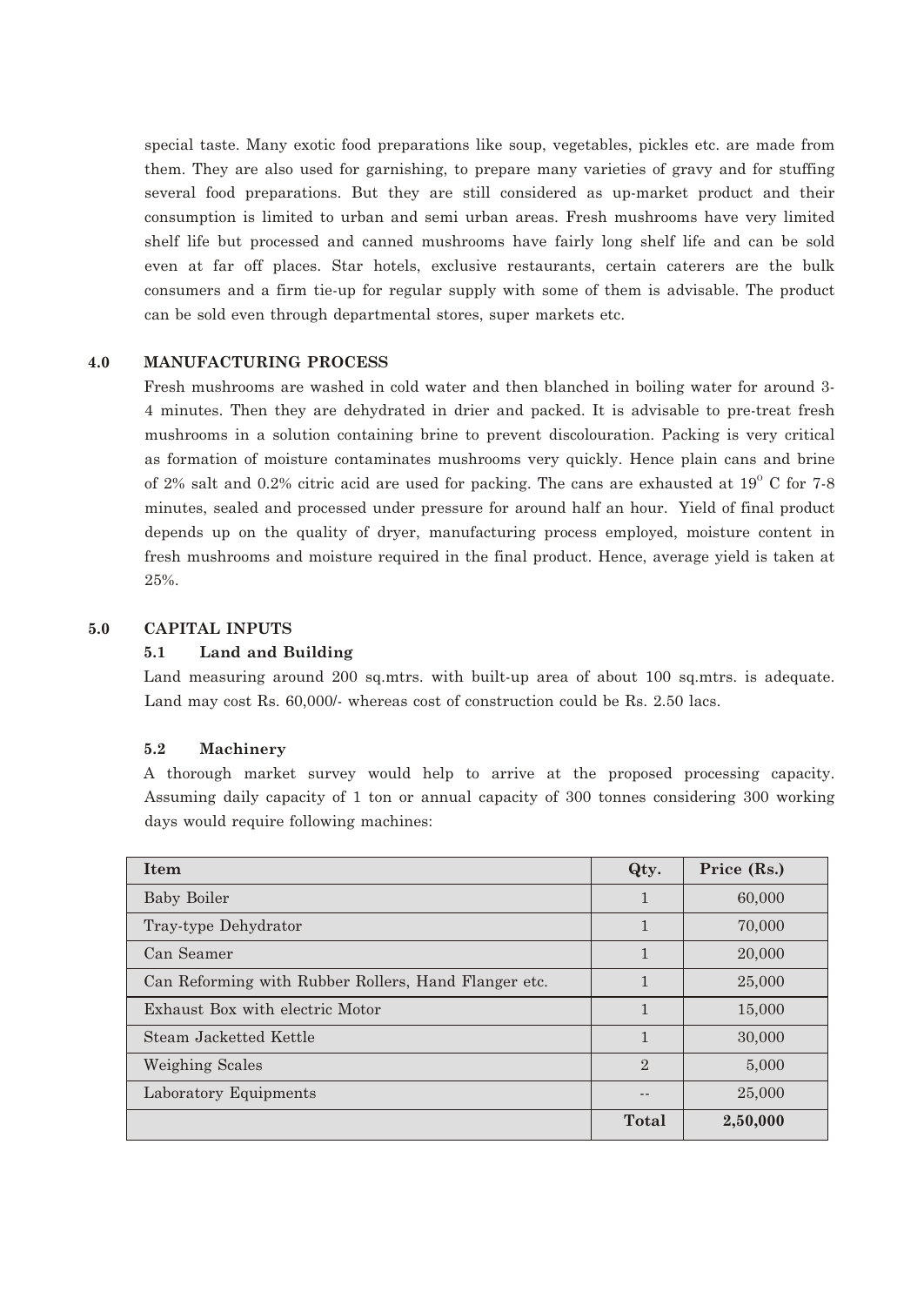special taste. Many exotic food preparations like soup, vegetables, pickles etc. are made from them. They are also used for garnishing, to prepare many varieties of gravy and for stuffing several food preparations. But they are still considered as up-market product and their consumption is limited to urban and semi urban areas. Fresh mushrooms have very limited shelf life but processed and canned mushrooms have fairly long shelf life and can be sold even at far off places. Star hotels, exclusive restaurants, certain caterers are the bulk consumers and a firm tie-up for regular supply with some of them is advisable. The product can be sold even through departmental stores, super markets etc.

## 4.0 MANUFACTURING PROCESS

Fresh mushrooms are washed in cold water and then blanched in boiling water for around 3-4 minutes. Then they are dehydrated in drier and packed. It is advisable to pre-treat fresh mushrooms in a solution containing brine to prevent discolouration. Packing is very critical as formation of moisture contaminates mushrooms very quickly. Hence plain cans and brine of 2% salt and 0.2% citric acid are used for packing. The cans are exhausted at $19^{o}$ C for 7-8 minutes, sealed and processed under pressure for around half an hour. Yield of final product depends up on the quality of dryer, manufacturing process employed, moisture content in fresh mushrooms and moisture required in the final product. Hence, average yield is taken at 25%.

## 5.0 CAPITAL INPUTS

### 5.1 Land and Building

Land measuring around 200 sq.mtrs. with built-up area of about 100 sq.mtrs. is adequate. Land may cost Rs. 60,000/- whereas cost of construction could be Rs. 2.50 lacs.

### 5.2 Machinery

A thorough market survey would help to arrive at the proposed processing capacity. Assuming daily capacity of 1 ton or annual capacity of 300 tonnes considering 300 working days would require following machines:

| Item | Qty. | Price (Rs.) |
|---|---|---|
| Baby Boiler | 1 | 60,000 |
| Tray-type Dehydrator | 1 | 70,000 |
| Can Seamer | 1 | 20,000 |
| Can Reforming with Rubber Rollers, Hand Flanger etc. | 1 | 25,000 |
| Exhaust Box with electric Motor | 1 | 15,000 |
| Steam Jacketted Kettle | 1 | 30,000 |
| Weighing Scales | 2 | 5,000 |
| Laboratory Equipments | -- | 25,000 |
| | **Total** | **2,50,000** |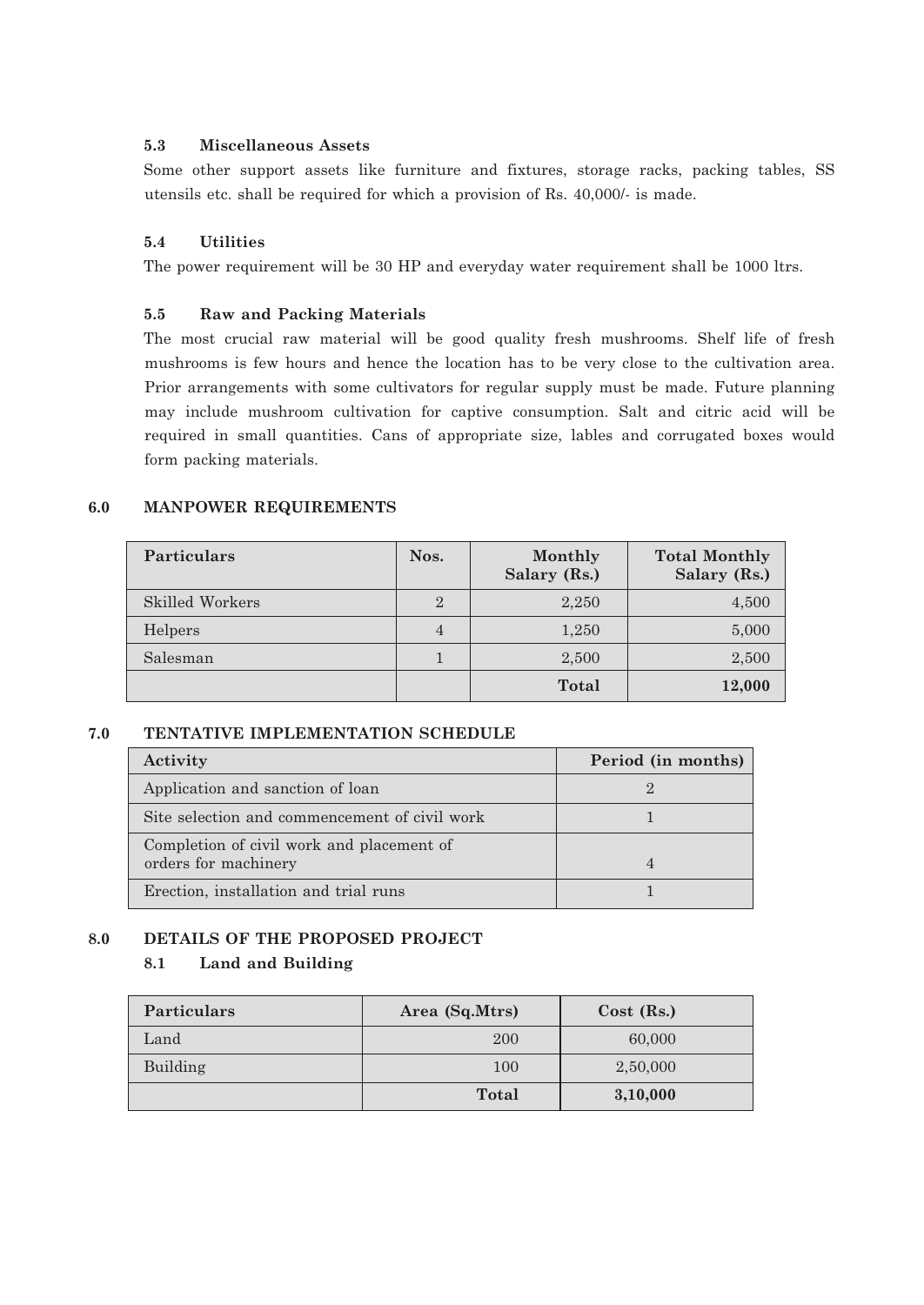### 5.3 Miscellaneous Assets

Some other support assets like furniture and fixtures, storage racks, packing tables, SS utensils etc. shall be required for which a provision of Rs. 40,000/- is made.

### 5.4 Utilities

The power requirement will be 30 HP and everyday water requirement shall be 1000 ltrs.

### 5.5 Raw and Packing Materials

The most crucial raw material will be good quality fresh mushrooms. Shelf life of fresh mushrooms is few hours and hence the location has to be very close to the cultivation area. Prior arrangements with some cultivators for regular supply must be made. Future planning may include mushroom cultivation for captive consumption. Salt and citric acid will be required in small quantities. Cans of appropriate size, lables and corrugated boxes would form packing materials.

## 6.0 MANPOWER REQUIREMENTS

| Particulars | Nos. | Monthly Salary (Rs.) | Total Monthly Salary (Rs.) |
|---|---|---|---|
| Skilled Workers | 2 | 2,250 | 4,500 |
| Helpers | 4 | 1,250 | 5,000 |
| Salesman | 1 | 2,500 | 2,500 |
| | | **Total** | **12,000** |

## 7.0 TENTATIVE IMPLEMENTATION SCHEDULE

| Activity | Period (in months) |
|---|---|
| Application and sanction of loan | 2 |
| Site selection and commencement of civil work | 1 |
| Completion of civil work and placement of orders for machinery | 4 |
| Erection, installation and trial runs | 1 |

## 8.0 DETAILS OF THE PROPOSED PROJECT

### 8.1 Land and Building

| Particulars | Area (Sq.Mtrs) | Cost (Rs.) |
|---|---|---|
| Land | 200 | 60,000 |
| Building | 100 | 2,50,000 |
| | **Total** | **3,10,000** |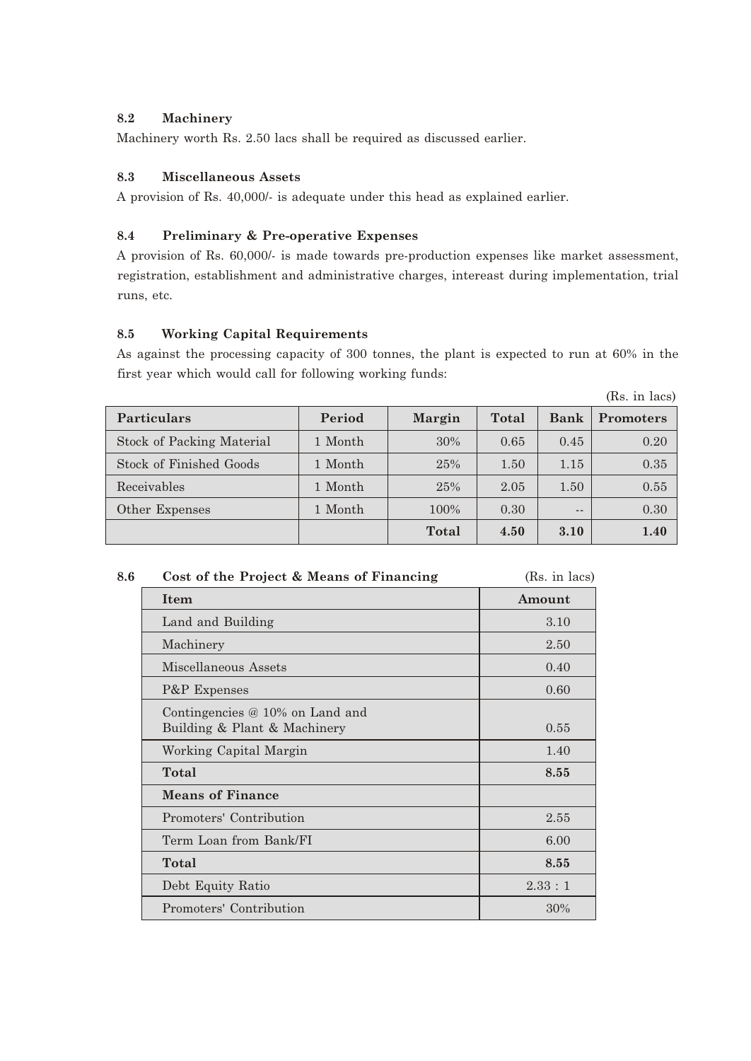### 8.2 Machinery

Machinery worth Rs. 2.50 lacs shall be required as discussed earlier.

### 8.3 Miscellaneous Assets

A provision of Rs. 40,000/- is adequate under this head as explained earlier.

### 8.4 Preliminary & Pre-operative Expenses

A provision of Rs. 60,000/- is made towards pre-production expenses like market assessment, registration, establishment and administrative charges, intereast during implementation, trial runs, etc.

### 8.5 Working Capital Requirements

As against the processing capacity of 300 tonnes, the plant is expected to run at 60% in the first year which would call for following working funds:

(Rs. in lacs)

| Particulars | Period | Margin | Total | Bank | Promoters |
|---|---|---|---|---|---|
| Stock of Packing Material | 1 Month | 30% | 0.65 | 0.45 | 0.20 |
| Stock of Finished Goods | 1 Month | 25% | 1.50 | 1.15 | 0.35 |
| Receivables | 1 Month | 25% | 2.05 | 1.50 | 0.55 |
| Other Expenses | 1 Month | 100% | 0.30 | -- | 0.30 |
| | | **Total** | **4.50** | **3.10** | **1.40** |

### 8.6 Cost of the Project & Means of Financing

(Rs. in lacs)

| Item | Amount |
|---|---|
| Land and Building | 3.10 |
| Machinery | 2.50 |
| Miscellaneous Assets | 0.40 |
| P&P Expenses | 0.60 |
| Contingencies @ 10% on Land and Building & Plant & Machinery | 0.55 |
| Working Capital Margin | 1.40 |
| **Total** | **8.55** |
| **Means of Finance** | |
| Promoters' Contribution | 2.55 |
| Term Loan from Bank/FI | 6.00 |
| **Total** | **8.55** |
| Debt Equity Ratio | 2.33 : 1 |
| Promoters' Contribution | 30% |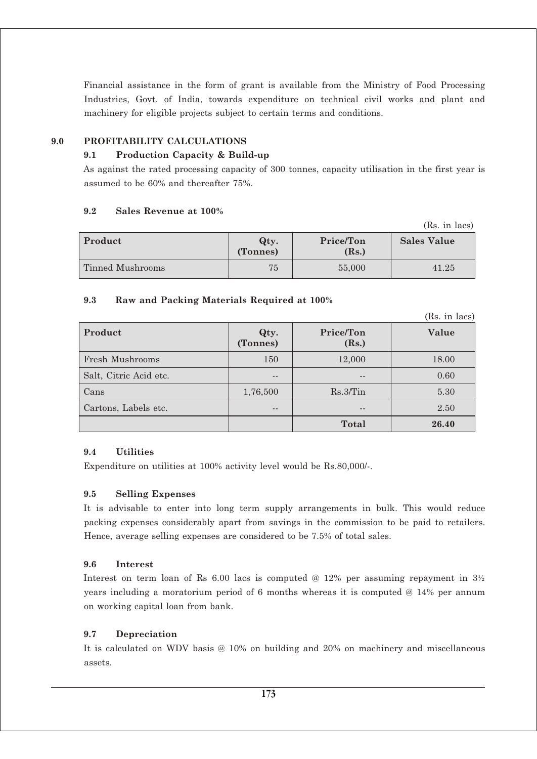Financial assistance in the form of grant is available from the Ministry of Food Processing Industries, Govt. of India, towards expenditure on technical civil works and plant and machinery for eligible projects subject to certain terms and conditions.

## 9.0 PROFITABILITY CALCULATIONS

### 9.1 Production Capacity & Build-up

As against the rated processing capacity of 300 tonnes, capacity utilisation in the first year is assumed to be 60% and thereafter 75%.

### 9.2 Sales Revenue at 100%

(Rs. in lacs)

| Product | Qty. (Tonnes) | Price/Ton (Rs.) | Sales Value |
|---|---|---|---|
| Tinned Mushrooms | 75 | 55,000 | 41.25 |

### 9.3 Raw and Packing Materials Required at 100%

(Rs. in lacs)

| Product | Qty. (Tonnes) | Price/Ton (Rs.) | Value |
|---|---|---|---|
| Fresh Mushrooms | 150 | 12,000 | 18.00 |
| Salt, Citric Acid etc. | -- | -- | 0.60 |
| Cans | 1,76,500 | Rs.3/Tin | 5.30 |
| Cartons, Labels etc. | -- | -- | 2.50 |
| | | **Total** | **26.40** |

### 9.4 Utilities

Expenditure on utilities at 100% activity level would be Rs.80,000/-.

### 9.5 Selling Expenses

It is advisable to enter into long term supply arrangements in bulk. This would reduce packing expenses considerably apart from savings in the commission to be paid to retailers. Hence, average selling expenses are considered to be 7.5% of total sales.

### 9.6 Interest

Interest on term loan of Rs 6.00 lacs is computed @ 12% per assuming repayment in 3½ years including a moratorium period of 6 months whereas it is computed @ 14% per annum on working capital loan from bank.

### 9.7 Depreciation

It is calculated on WDV basis @ 10% on building and 20% on machinery and miscellaneous assets.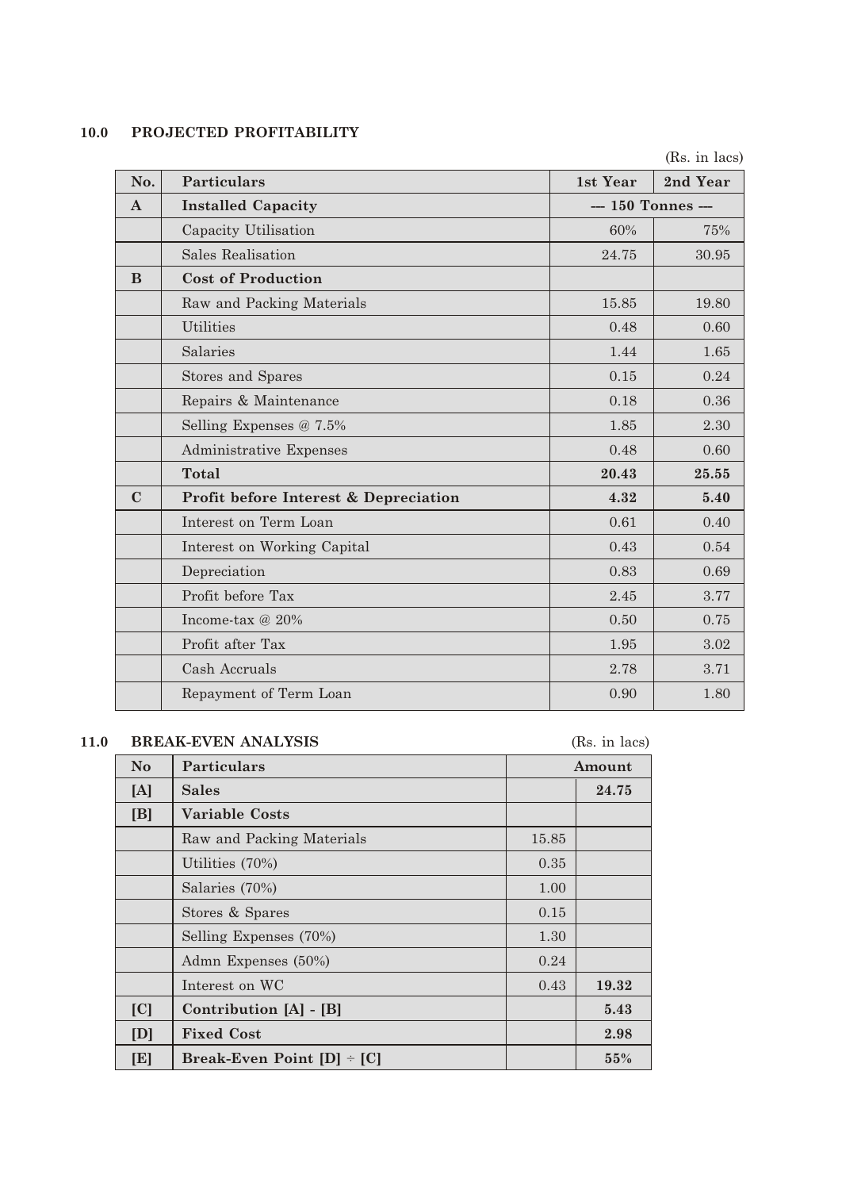## 10.0 PROJECTED PROFITABILITY

(Rs. in lacs)

| No. | Particulars | 1st Year | 2nd Year |
|---|---|---|---|
| **A** | **Installed Capacity** | **--- 150 Tonnes ---** | |
| | Capacity Utilisation | 60% | 75% |
| | Sales Realisation | 24.75 | 30.95 |
| **B** | **Cost of Production** | | |
| | Raw and Packing Materials | 15.85 | 19.80 |
| | Utilities | 0.48 | 0.60 |
| | Salaries | 1.44 | 1.65 |
| | Stores and Spares | 0.15 | 0.24 |
| | Repairs & Maintenance | 0.18 | 0.36 |
| | Selling Expenses @ 7.5% | 1.85 | 2.30 |
| | Administrative Expenses | 0.48 | 0.60 |
| | **Total** | **20.43** | **25.55** |
| **C** | **Profit before Interest & Depreciation** | **4.32** | **5.40** |
| | Interest on Term Loan | 0.61 | 0.40 |
| | Interest on Working Capital | 0.43 | 0.54 |
| | Depreciation | 0.83 | 0.69 |
| | Profit before Tax | 2.45 | 3.77 |
| | Income-tax @ 20% | 0.50 | 0.75 |
| | Profit after Tax | 1.95 | 3.02 |
| | Cash Accruals | 2.78 | 3.71 |
| | Repayment of Term Loan | 0.90 | 1.80 |

## 11.0 BREAK-EVEN ANALYSIS

(Rs. in lacs)

| No | Particulars | Amount | |
|---|---|---|---|
| **[A]** | **Sales** | | **24.75** |
| **[B]** | **Variable Costs** | | |
| | Raw and Packing Materials | 15.85 | |
| | Utilities (70%) | 0.35 | |
| | Salaries (70%) | 1.00 | |
| | Stores & Spares | 0.15 | |
| | Selling Expenses (70%) | 1.30 | |
| | Admn Expenses (50%) | 0.24 | |
| | Interest on WC | 0.43 | **19.32** |
| **[C]** | **Contribution [A] - [B]** | | **5.43** |
| **[D]** | **Fixed Cost** | | **2.98** |
| **[E]** | **Break-Even Point [D] ÷ [C]** | | **55%** |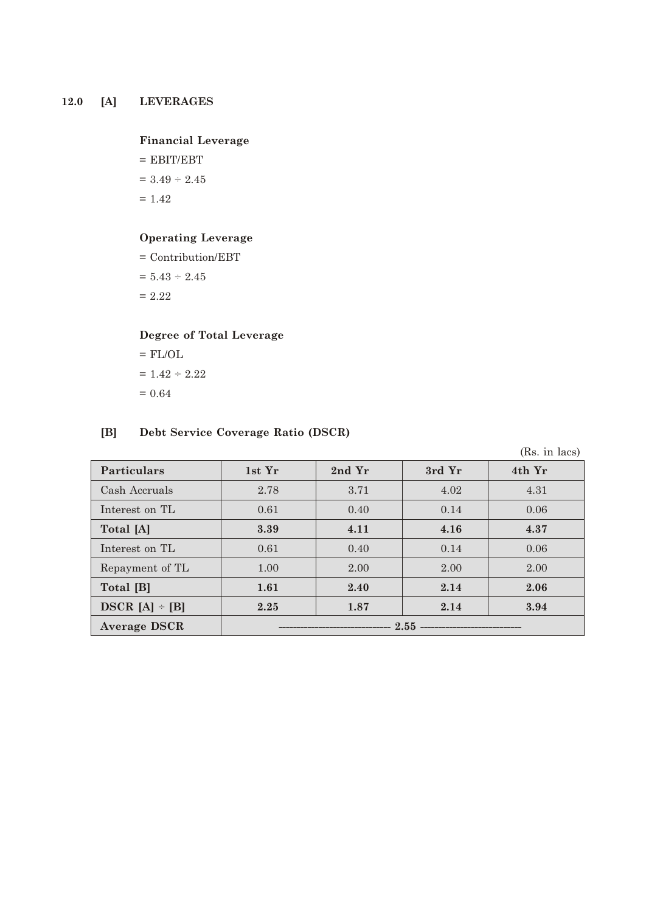## 12.0 [A] LEVERAGES

**Financial Leverage**

= EBIT/EBT

= 3.49 ÷ 2.45

= 1.42

**Operating Leverage**

= Contribution/EBT

= 5.43 ÷ 2.45

= 2.22

**Degree of Total Leverage**

= FL/OL

= 1.42 ÷ 2.22

= 0.64

## [B] Debt Service Coverage Ratio (DSCR)

(Rs. in lacs)

| Particulars | 1st Yr | 2nd Yr | 3rd Yr | 4th Yr |
|---|---|---|---|---|
| Cash Accruals | 2.78 | 3.71 | 4.02 | 4.31 |
| Interest on TL | 0.61 | 0.40 | 0.14 | 0.06 |
| **Total [A]** | **3.39** | **4.11** | **4.16** | **4.37** |
| Interest on TL | 0.61 | 0.40 | 0.14 | 0.06 |
| Repayment of TL | 1.00 | 2.00 | 2.00 | 2.00 |
| **Total [B]** | **1.61** | **2.40** | **2.14** | **2.06** |
| **DSCR [A] ÷ [B]** | **2.25** | **1.87** | **2.14** | **3.94** |
| **Average DSCR** | **------------------------------ 2.55 ---------------------------** | | | |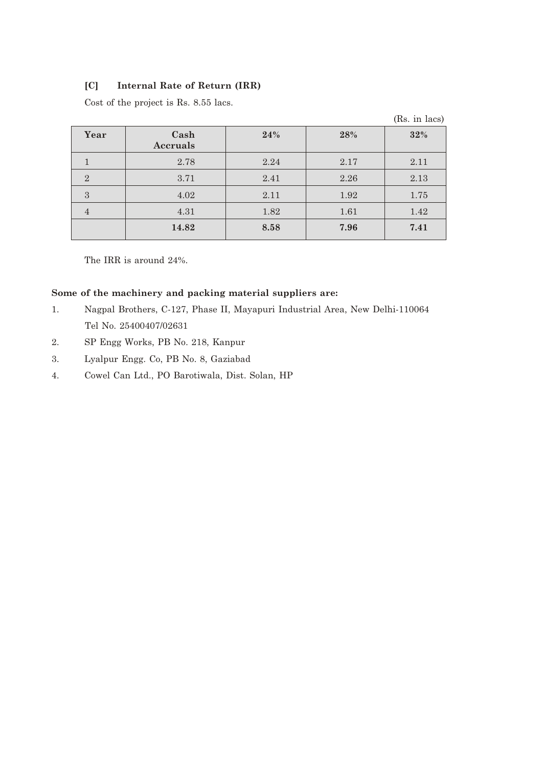### [C] Internal Rate of Return (IRR)

Cost of the project is Rs. 8.55 lacs.

(Rs. in lacs)

| Year | Cash Accruals | 24% | 28% | 32% |
|---|---|---|---|---|
| 1 | 2.78 | 2.24 | 2.17 | 2.11 |
| 2 | 3.71 | 2.41 | 2.26 | 2.13 |
| 3 | 4.02 | 2.11 | 1.92 | 1.75 |
| 4 | 4.31 | 1.82 | 1.61 | 1.42 |
| | **14.82** | **8.58** | **7.96** | **7.41** |

The IRR is around 24%.

**Some of the machinery and packing material suppliers are:**

1. Nagpal Brothers, C-127, Phase II, Mayapuri Industrial Area, New Delhi-110064
   Tel No. 25400407/02631
2. SP Engg Works, PB No. 218, Kanpur
3. Lyalpur Engg. Co, PB No. 8, Gaziabad
4. Cowel Can Ltd., PO Barotiwala, Dist. Solan, HP